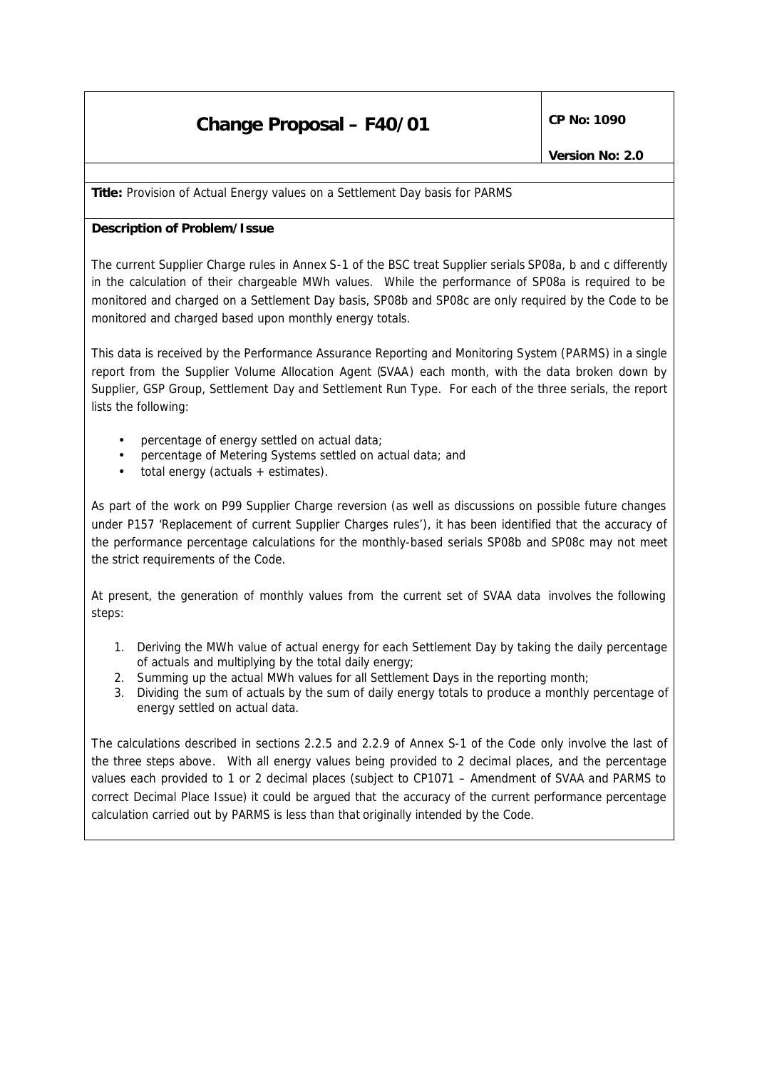# Change Proposal – F40/01

**CP No: 1090**

**Version No: 2.0**

**Title:** Provision of Actual Energy values on a Settlement Day basis for PARMS

**Description of Problem/Issue**

The current Supplier Charge rules in Annex S-1 of the BSC treat Supplier serials SP08a, b and c differently in the calculation of their chargeable MWh values. While the performance of SP08a is required to be monitored and charged on a Settlement Day basis, SP08b and SP08c are only required by the Code to be monitored and charged based upon monthly energy totals.

This data is received by the Performance Assurance Reporting and Monitoring System (PARMS) in a single report from the Supplier Volume Allocation Agent (SVAA) each month, with the data broken down by Supplier, GSP Group, Settlement Day and Settlement Run Type. For each of the three serials, the report lists the following:

- percentage of energy settled on actual data;
- percentage of Metering Systems settled on actual data; and
- total energy (actuals + estimates).

As part of the work on P99 Supplier Charge reversion (as well as discussions on possible future changes under P157 'Replacement of current Supplier Charges rules'), it has been identified that the accuracy of the performance percentage calculations for the monthly-based serials SP08b and SP08c may not meet the strict requirements of the Code.

At present, the generation of monthly values from the current set of SVAA data involves the following steps:

1. Deriving the MWh value of actual energy for each Settlement Day by taking the daily percentage of actuals and multiplying by the total daily energy;
2. Summing up the actual MWh values for all Settlement Days in the reporting month;
3. Dividing the sum of actuals by the sum of daily energy totals to produce a monthly percentage of energy settled on actual data.

The calculations described in sections 2.2.5 and 2.2.9 of Annex S-1 of the Code only involve the last of the three steps above. With all energy values being provided to 2 decimal places, and the percentage values each provided to 1 or 2 decimal places (subject to CP1071 – Amendment of SVAA and PARMS to correct Decimal Place Issue) it could be argued that the accuracy of the current performance percentage calculation carried out by PARMS is less than that originally intended by the Code.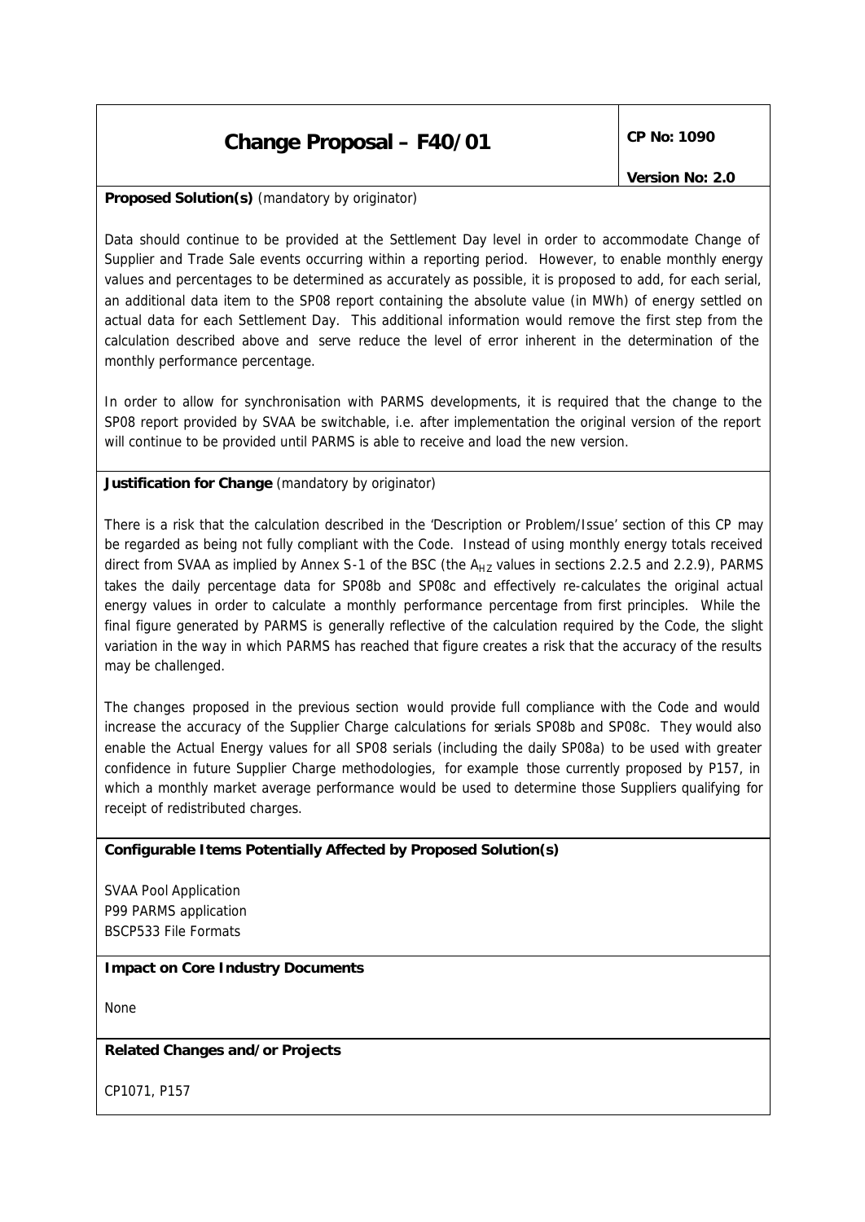# Change Proposal – F40/01

**CP No: 1090**

**Version No: 2.0**

**Proposed Solution(s)** (mandatory by originator)

Data should continue to be provided at the Settlement Day level in order to accommodate Change of Supplier and Trade Sale events occurring within a reporting period. However, to enable monthly energy values and percentages to be determined as accurately as possible, it is proposed to add, for each serial, an additional data item to the SP08 report containing the absolute value (in MWh) of energy settled on actual data for each Settlement Day. This additional information would remove the first step from the calculation described above and serve reduce the level of error inherent in the determination of the monthly performance percentage.

In order to allow for synchronisation with PARMS developments, it is required that the change to the SP08 report provided by SVAA be switchable, i.e. after implementation the original version of the report will continue to be provided until PARMS is able to receive and load the new version.

***Justification for Change*** (mandatory by originator)

There is a risk that the calculation described in the 'Description or Problem/Issue' section of this CP may be regarded as being not fully compliant with the Code. Instead of using monthly energy totals received direct from SVAA as implied by Annex S-1 of the BSC (the $A_{HZ}$ values in sections 2.2.5 and 2.2.9), PARMS takes the daily percentage data for SP08b and SP08c and effectively re-calculates the original actual energy values in order to calculate a monthly performance percentage from first principles. While the final figure generated by PARMS is generally reflective of the calculation required by the Code, the slight variation in the way in which PARMS has reached that figure creates a risk that the accuracy of the results may be challenged.

The changes proposed in the previous section would provide full compliance with the Code and would increase the accuracy of the Supplier Charge calculations for serials SP08b and SP08c. They would also enable the Actual Energy values for all SP08 serials (including the daily SP08a) to be used with greater confidence in future Supplier Charge methodologies, for example those currently proposed by P157, in which a monthly market average performance would be used to determine those Suppliers qualifying for receipt of redistributed charges.

**Configurable Items Potentially Affected by Proposed Solution(s)**

SVAA Pool Application
P99 PARMS application
BSCP533 File Formats

**Impact on Core Industry Documents**

None

**Related Changes and/or Projects**

CP1071, P157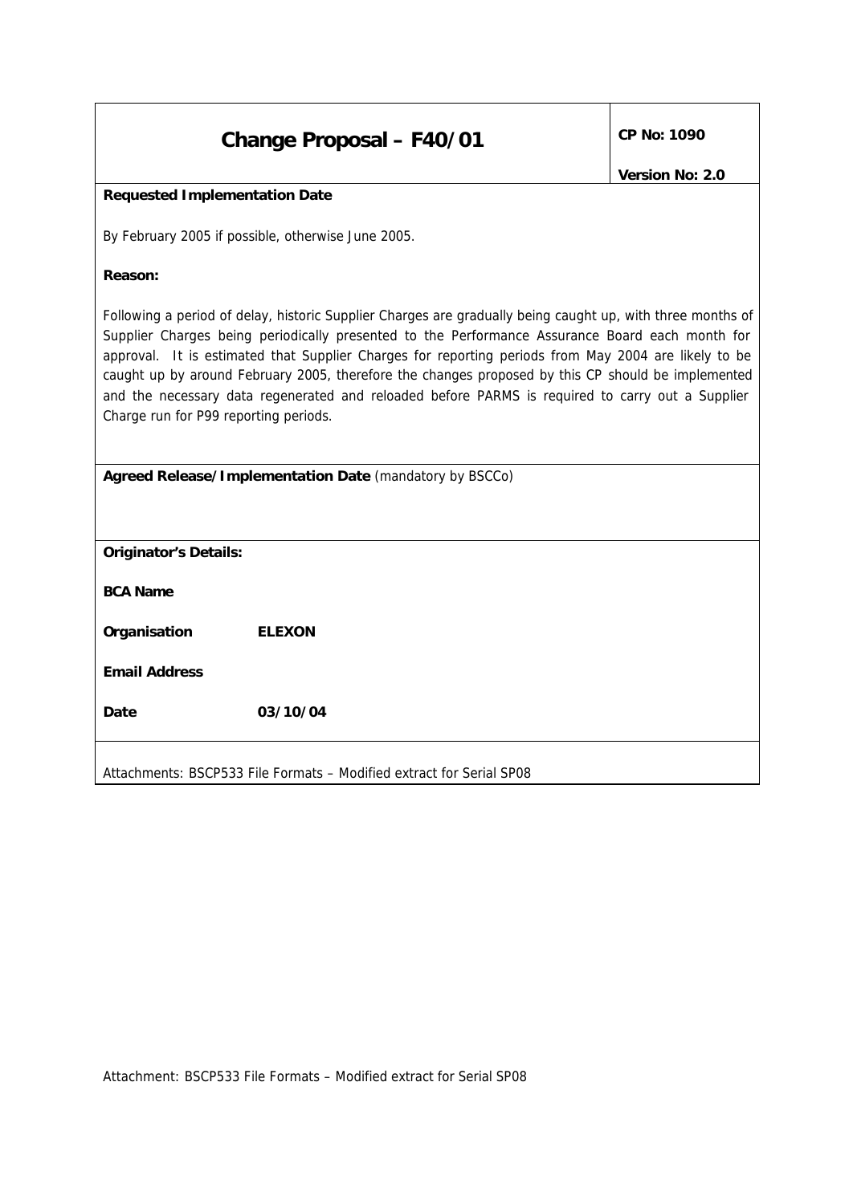| Change Proposal – F40/01 | CP No: 1090<br><br>Version No: 2.0 |
|---|---|

**Requested Implementation Date**

By February 2005 if possible, otherwise June 2005.

**Reason:**

Following a period of delay, historic Supplier Charges are gradually being caught up, with three months of Supplier Charges being periodically presented to the Performance Assurance Board each month for approval. It is estimated that Supplier Charges for reporting periods from May 2004 are likely to be caught up by around February 2005, therefore the changes proposed by this CP should be implemented and the necessary data regenerated and reloaded before PARMS is required to carry out a Supplier Charge run for P99 reporting periods.

**Agreed Release/Implementation Date** (mandatory by BSCCo)

**Originator's Details:**

**BCA Name**

**Organisation** **ELEXON**

**Email Address**

**Date** **03/10/04**

Attachments: BSCP533 File Formats – Modified extract for Serial SP08

Attachment: BSCP533 File Formats – Modified extract for Serial SP08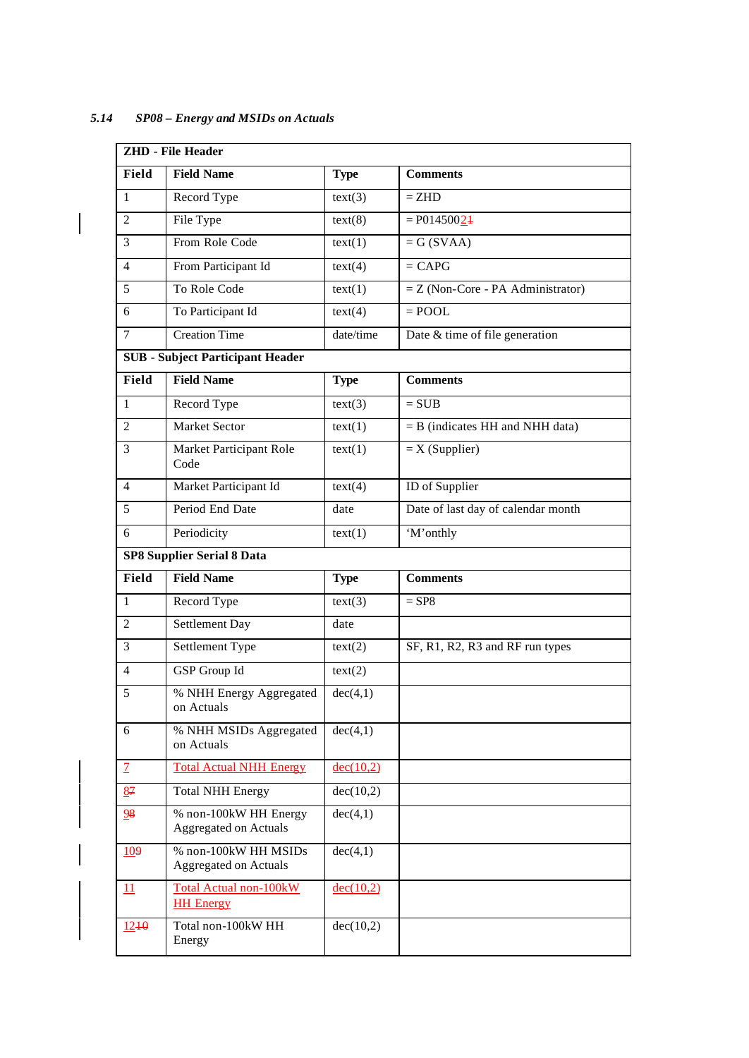### 5.14 *SP08 – Energy and MSIDs on Actuals*

| **ZHD - File Header** | | | |
|---|---|---|---|
| **Field** | **Field Name** | **Type** | **Comments** |
| 1 | Record Type | text(3) | = ZHD |
| 2 | File Type | text(8) | = P0145002~~1~~ |
| 3 | From Role Code | text(1) | = G (SVAA) |
| 4 | From Participant Id | text(4) | = CAPG |
| 5 | To Role Code | text(1) | = Z (Non-Core - PA Administrator) |
| 6 | To Participant Id | text(4) | = POOL |
| 7 | Creation Time | date/time | Date & time of file generation |
| **SUB - Subject Participant Header** | | | |
| **Field** | **Field Name** | **Type** | **Comments** |
| 1 | Record Type | text(3) | = SUB |
| 2 | Market Sector | text(1) | = B (indicates HH and NHH data) |
| 3 | Market Participant Role Code | text(1) | = X (Supplier) |
| 4 | Market Participant Id | text(4) | ID of Supplier |
| 5 | Period End Date | date | Date of last day of calendar month |
| 6 | Periodicity | text(1) | 'M'onthly |
| **SP8 Supplier Serial 8 Data** | | | |
| **Field** | **Field Name** | **Type** | **Comments** |
| 1 | Record Type | text(3) | = SP8 |
| 2 | Settlement Day | date | |
| 3 | Settlement Type | text(2) | SF, R1, R2, R3 and RF run types |
| 4 | GSP Group Id | text(2) | |
| 5 | % NHH Energy Aggregated on Actuals | dec(4,1) | |
| 6 | % NHH MSIDs Aggregated on Actuals | dec(4,1) | |
| 7 | Total Actual NHH Energy | dec(10,2) | |
| 8~~7~~ | Total NHH Energy | dec(10,2) | |
| 9~~8~~ | % non-100kW HH Energy Aggregated on Actuals | dec(4,1) | |
| 10~~9~~ | % non-100kW HH MSIDs Aggregated on Actuals | dec(4,1) | |
| 11 | Total Actual non-100kW HH Energy | dec(10,2) | |
| 12~~10~~ | Total non-100kW HH Energy | dec(10,2) | |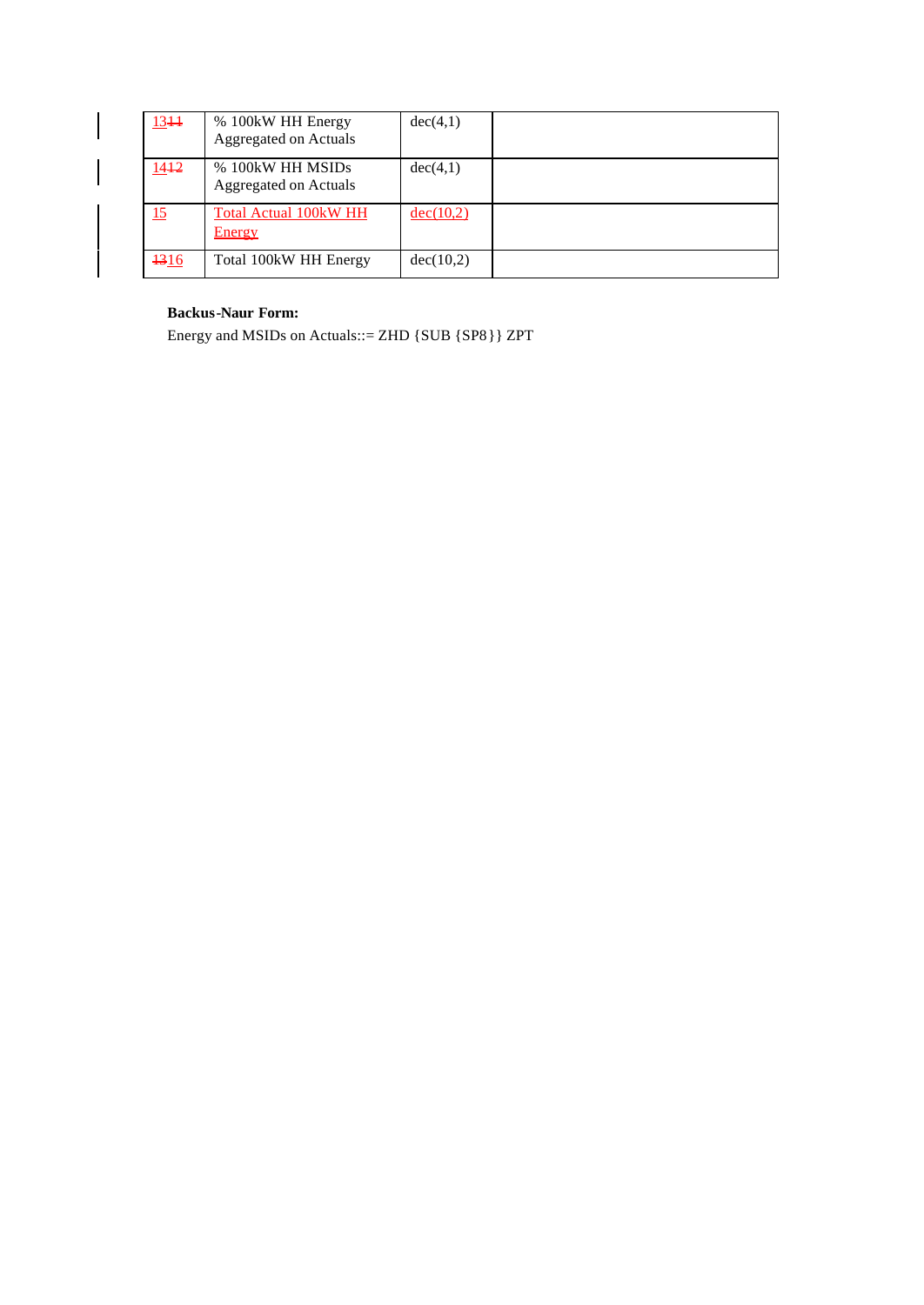| | | | |
|---|---|---|---|
| 1311 | % 100kW HH Energy Aggregated on Actuals | dec(4,1) | |
| 1412 | % 100kW HH MSIDs Aggregated on Actuals | dec(4,1) | |
| 15 | Total Actual 100kW HH Energy | dec(10,2) | |
| 1316 | Total 100kW HH Energy | dec(10,2) | |

**Backus-Naur Form:**

Energy and MSIDs on Actuals::= ZHD {SUB {SP8}} ZPT